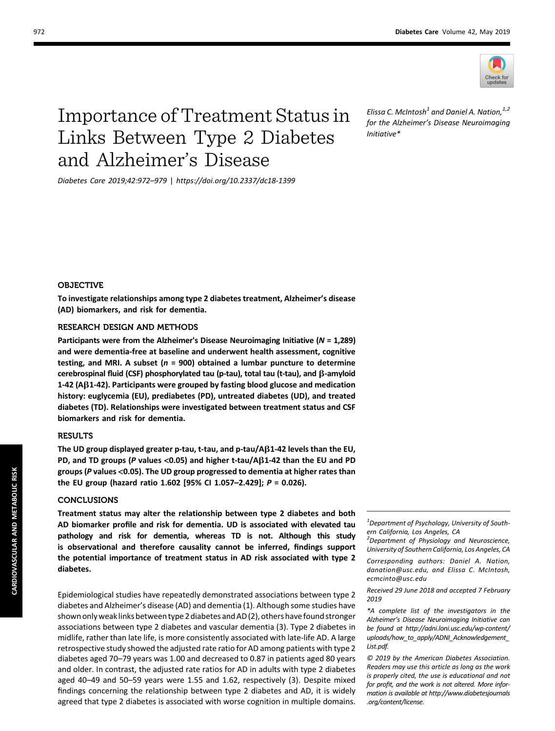# Importance of Treatment Status in Links Between Type 2 Diabetes and Alzheimer's Disease

*Diabetes Care 2019;42:972–979 | https://doi.org/10.2337/dc18-1399*

*Elissa C. McIntosh[1] and Daniel A. Nation,[1,2] for the Alzheimer's Disease Neuroimaging Initiative**

## OBJECTIVE

**To investigate relationships among type 2 diabetes treatment, Alzheimer's disease (AD) biomarkers, and risk for dementia.**

## RESEARCH DESIGN AND METHODS

**Participants were from the Alzheimer's Disease Neuroimaging Initiative (*N* = 1,289) and were dementia-free at baseline and underwent health assessment, cognitive testing, and MRI. A subset (*n* = 900) obtained a lumbar puncture to determine cerebrospinal fluid (CSF) phosphorylated tau (p-tau), total tau (t-tau), and β-amyloid 1-42 (Aβ1-42). Participants were grouped by fasting blood glucose and medication history: euglycemia (EU), prediabetes (PD), untreated diabetes (UD), and treated diabetes (TD). Relationships were investigated between treatment status and CSF biomarkers and risk for dementia.**

## RESULTS

**The UD group displayed greater p-tau, t-tau, and p-tau/Aβ1-42 levels than the EU, PD, and TD groups (*P* values <0.05) and higher t-tau/Aβ1-42 than the EU and PD groups (*P* values <0.05). The UD group progressed to dementia at higher rates than the EU group (hazard ratio 1.602 [95% CI 1.057–2.429]; *P* = 0.026).**

## CONCLUSIONS

**Treatment status may alter the relationship between type 2 diabetes and both AD biomarker profile and risk for dementia. UD is associated with elevated tau pathology and risk for dementia, whereas TD is not. Although this study is observational and therefore causality cannot be inferred, findings support the potential importance of treatment status in AD risk associated with type 2 diabetes.**

Epidemiological studies have repeatedly demonstrated associations between type 2 diabetes and Alzheimer's disease (AD) and dementia (1). Although some studies have shown only weak links between type 2 diabetes and AD (2), others have found stronger associations between type 2 diabetes and vascular dementia (3). Type 2 diabetes in midlife, rather than late life, is more consistently associated with late-life AD. A large retrospective study showed the adjusted rate ratio for AD among patients with type 2 diabetes aged 70–79 years was 1.00 and decreased to 0.87 in patients aged 80 years and older. In contrast, the adjusted rate ratios for AD in adults with type 2 diabetes aged 40–49 and 50–59 years were 1.55 and 1.62, respectively (3). Despite mixed findings concerning the relationship between type 2 diabetes and AD, it is widely agreed that type 2 diabetes is associated with worse cognition in multiple domains.

---

[1]Department of Psychology, University of Southern California, Los Angeles, CA

[2]Department of Physiology and Neuroscience, University of Southern California, Los Angeles, CA

Corresponding authors: Daniel A. Nation, danation@usc.edu, and Elissa C. McIntosh, ecmcinto@usc.edu

Received 29 June 2018 and accepted 7 February 2019

*A complete list of the investigators in the Alzheimer's Disease Neuroimaging Initiative can be found at http://adni.loni.usc.edu/wp-content/uploads/how_to_apply/ADNI_Acknowledgement_List.pdf.

© 2019 by the American Diabetes Association. Readers may use this article as long as the work is properly cited, the use is educational and not for profit, and the work is not altered. More information is available at http://www.diabetesjournals.org/content/license.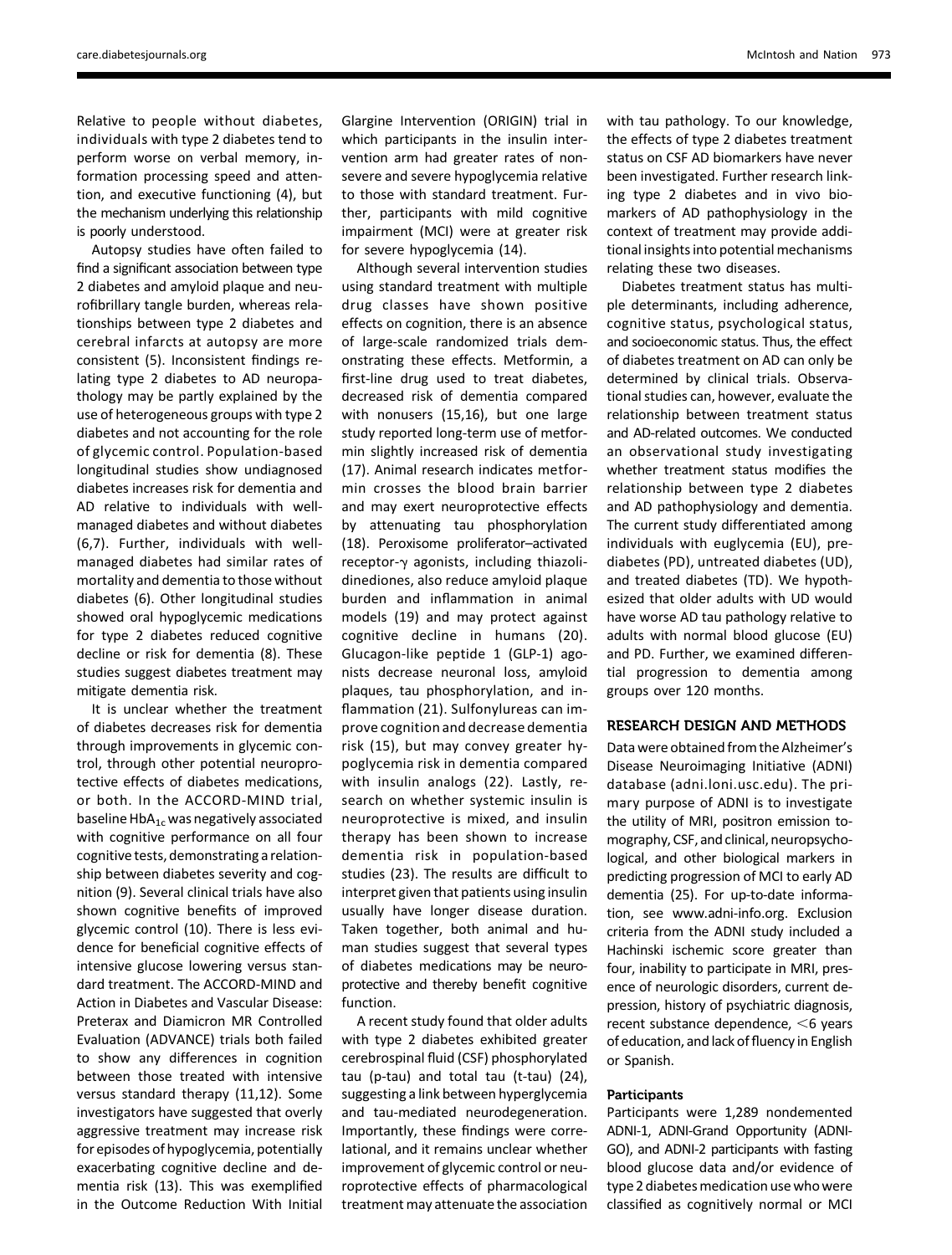Relative to people without diabetes, individuals with type 2 diabetes tend to perform worse on verbal memory, information processing speed and attention, and executive functioning (4), but the mechanism underlying this relationship is poorly understood.

Autopsy studies have often failed to find a significant association between type 2 diabetes and amyloid plaque and neurofibrillary tangle burden, whereas relationships between type 2 diabetes and cerebral infarcts at autopsy are more consistent (5). Inconsistent findings relating type 2 diabetes to AD neuropathology may be partly explained by the use of heterogeneous groups with type 2 diabetes and not accounting for the role of glycemic control. Population-based longitudinal studies show undiagnosed diabetes increases risk for dementia and AD relative to individuals with well-managed diabetes and without diabetes (6,7). Further, individuals with well-managed diabetes had similar rates of mortality and dementia to those without diabetes (6). Other longitudinal studies showed oral hypoglycemic medications for type 2 diabetes reduced cognitive decline or risk for dementia (8). These studies suggest diabetes treatment may mitigate dementia risk.

It is unclear whether the treatment of diabetes decreases risk for dementia through improvements in glycemic control, through other potential neuroprotective effects of diabetes medications, or both. In the ACCORD-MIND trial, baseline $HbA_{1c}$ was negatively associated with cognitive performance on all four cognitive tests, demonstrating a relationship between diabetes severity and cognition (9). Several clinical trials have also shown cognitive benefits of improved glycemic control (10). There is less evidence for beneficial cognitive effects of intensive glucose lowering versus standard treatment. The ACCORD-MIND and Action in Diabetes and Vascular Disease: Preterax and Diamicron MR Controlled Evaluation (ADVANCE) trials both failed to show any differences in cognition between those treated with intensive versus standard therapy (11,12). Some investigators have suggested that overly aggressive treatment may increase risk for episodes of hypoglycemia, potentially exacerbating cognitive decline and dementia risk (13). This was exemplified in the Outcome Reduction With Initial Glargine Intervention (ORIGIN) trial in which participants in the insulin intervention arm had greater rates of nonsevere and severe hypoglycemia relative to those with standard treatment. Further, participants with mild cognitive impairment (MCI) were at greater risk for severe hypoglycemia (14).

Although several intervention studies using standard treatment with multiple drug classes have shown positive effects on cognition, there is an absence of large-scale randomized trials demonstrating these effects. Metformin, a first-line drug used to treat diabetes, decreased risk of dementia compared with nonusers (15,16), but one large study reported long-term use of metformin slightly increased risk of dementia (17). Animal research indicates metformin crosses the blood brain barrier and may exert neuroprotective effects by attenuating tau phosphorylation (18). Peroxisome proliferator–activated receptor-$\gamma$ agonists, including thiazolidinediones, also reduce amyloid plaque burden and inflammation in animal models (19) and may protect against cognitive decline in humans (20). Glucagon-like peptide 1 (GLP-1) agonists decrease neuronal loss, amyloid plaques, tau phosphorylation, and inflammation (21). Sulfonylureas can improve cognition and decrease dementia risk (15), but may convey greater hypoglycemia risk in dementia compared with insulin analogs (22). Lastly, research on whether systemic insulin is neuroprotective is mixed, and insulin therapy has been shown to increase dementia risk in population-based studies (23). The results are difficult to interpret given that patients using insulin usually have longer disease duration. Taken together, both animal and human studies suggest that several types of diabetes medications may be neuroprotective and thereby benefit cognitive function.

A recent study found that older adults with type 2 diabetes exhibited greater cerebrospinal fluid (CSF) phosphorylated tau (p-tau) and total tau (t-tau) (24), suggesting a link between hyperglycemia and tau-mediated neurodegeneration. Importantly, these findings were correlational, and it remains unclear whether improvement of glycemic control or neuroprotective effects of pharmacological treatment may attenuate the association with tau pathology. To our knowledge, the effects of type 2 diabetes treatment status on CSF AD biomarkers have never been investigated. Further research linking type 2 diabetes and in vivo biomarkers of AD pathophysiology in the context of treatment may provide additional insights into potential mechanisms relating these two diseases.

Diabetes treatment status has multiple determinants, including adherence, cognitive status, psychological status, and socioeconomic status. Thus, the effect of diabetes treatment on AD can only be determined by clinical trials. Observational studies can, however, evaluate the relationship between treatment status and AD-related outcomes. We conducted an observational study investigating whether treatment status modifies the relationship between type 2 diabetes and AD pathophysiology and dementia. The current study differentiated among individuals with euglycemia (EU), prediabetes (PD), untreated diabetes (UD), and treated diabetes (TD). We hypothesized that older adults with UD would have worse AD tau pathology relative to adults with normal blood glucose (EU) and PD. Further, we examined differential progression to dementia among groups over 120 months.

## RESEARCH DESIGN AND METHODS

Data were obtained from the Alzheimer's Disease Neuroimaging Initiative (ADNI) database (adni.loni.usc.edu). The primary purpose of ADNI is to investigate the utility of MRI, positron emission tomography, CSF, and clinical, neuropsychological, and other biological markers in predicting progression of MCI to early AD dementia (25). For up-to-date information, see www.adni-info.org. Exclusion criteria from the ADNI study included a Hachinski ischemic score greater than four, inability to participate in MRI, presence of neurologic disorders, current depression, history of psychiatric diagnosis, recent substance dependence, <6 years of education, and lack of fluency in English or Spanish.

### Participants

Participants were 1,289 nondemented ADNI-1, ADNI-Grand Opportunity (ADNI-GO), and ADNI-2 participants with fasting blood glucose data and/or evidence of type 2 diabetes medication use who were classified as cognitively normal or MCI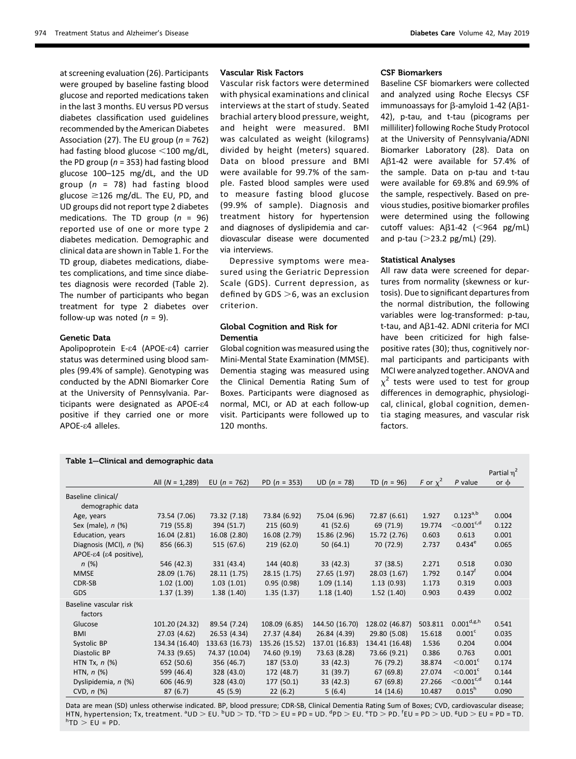at screening evaluation (26). Participants were grouped by baseline fasting blood glucose and reported medications taken in the last 3 months. EU versus PD versus diabetes classification used guidelines recommended by the American Diabetes Association (27). The EU group ($n$ = 762) had fasting blood glucose <100 mg/dL, the PD group ($n$ = 353) had fasting blood glucose 100–125 mg/dL, and the UD group ($n$ = 78) had fasting blood glucose ≥126 mg/dL. The EU, PD, and UD groups did not report type 2 diabetes medications. The TD group ($n$ = 96) reported use of one or more type 2 diabetes medication. Demographic and clinical data are shown in Table 1. For the TD group, diabetes medications, diabetes complications, and time since diabetes diagnosis were recorded (Table 2). The number of participants who began treatment for type 2 diabetes over follow-up was noted ($n$ = 9).

### Genetic Data

Apolipoprotein E-ε4 (APOE-ε4) carrier status was determined using blood samples (99.4% of sample). Genotyping was conducted by the ADNI Biomarker Core at the University of Pennsylvania. Participants were designated as APOE-ε4 positive if they carried one or more APOE-ε4 alleles.

### Vascular Risk Factors

Vascular risk factors were determined with physical examinations and clinical interviews at the start of study. Seated brachial artery blood pressure, weight, and height were measured. BMI was calculated as weight (kilograms) divided by height (meters) squared. Data on blood pressure and BMI were available for 99.7% of the sample. Fasted blood samples were used to measure fasting blood glucose (99.9% of sample). Diagnosis and treatment history for hypertension and diagnoses of dyslipidemia and cardiovascular disease were documented via interviews.

Depressive symptoms were measured using the Geriatric Depression Scale (GDS). Current depression, as defined by GDS >6, was an exclusion criterion.

### Global Cognition and Risk for Dementia

Global cognition was measured using the Mini-Mental State Examination (MMSE). Dementia staging was measured using the Clinical Dementia Rating Sum of Boxes. Participants were diagnosed as normal, MCI, or AD at each follow-up visit. Participants were followed up to 120 months.

### CSF Biomarkers

Baseline CSF biomarkers were collected and analyzed using Roche Elecsys CSF immunoassays for β-amyloid 1-42 (Aβ1-42), p-tau, and t-tau (picograms per milliliter) following Roche Study Protocol at the University of Pennsylvania/ADNI Biomarker Laboratory (28). Data on Aβ1-42 were available for 57.4% of the sample. Data on p-tau and t-tau were available for 69.8% and 69.9% of the sample, respectively. Based on previous studies, positive biomarker profiles were determined using the following cutoff values: Aβ1-42 (<964 pg/mL) and p-tau (>23.2 pg/mL) (29).

### Statistical Analyses

All raw data were screened for departures from normality (skewness or kurtosis). Due to significant departures from the normal distribution, the following variables were log-transformed: p-tau, t-tau, and Aβ1-42. ADNI criteria for MCI have been criticized for high false-positive rates (30); thus, cognitively normal participants and participants with MCI were analyzed together. ANOVA and $\chi^2$ tests were used to test for group differences in demographic, physiological, clinical, global cognition, dementia staging measures, and vascular risk factors.

**Table 1—Clinical and demographic data**

| | All ($N$ = 1,289) | EU ($n$ = 762) | PD ($n$ = 353) | UD ($n$ = 78) | TD ($n$ = 96) | $F$ or $\chi^2$ | $P$ value | Partial $\eta^2$ or $\phi$ |
|---|---|---|---|---|---|---|---|---|
| Baseline clinical/ demographic data | | | | | | | | |
| Age, years | 73.54 (7.06) | 73.32 (7.18) | 73.84 (6.92) | 75.04 (6.96) | 72.87 (6.61) | 1.927 | 0.123[a,b] | 0.004 |
| Sex (male), n (%) | 719 (55.8) | 394 (51.7) | 215 (60.9) | 41 (52.6) | 69 (71.9) | 19.774 | <0.001[c,d] | 0.122 |
| Education, years | 16.04 (2.81) | 16.08 (2.80) | 16.08 (2.79) | 15.86 (2.96) | 15.72 (2.76) | 0.603 | 0.613 | 0.001 |
| Diagnosis (MCI), n (%) | 856 (66.3) | 515 (67.6) | 219 (62.0) | 50 (64.1) | 70 (72.9) | 2.737 | 0.434[e] | 0.065 |
| APOE-ε4 (ε4 positive), n (%) | 546 (42.3) | 331 (43.4) | 144 (40.8) | 33 (42.3) | 37 (38.5) | 2.271 | 0.518 | 0.030 |
| MMSE | 28.09 (1.76) | 28.11 (1.75) | 28.15 (1.75) | 27.65 (1.97) | 28.03 (1.67) | 1.792 | 0.147[f] | 0.004 |
| CDR-SB | 1.02 (1.00) | 1.03 (1.01) | 0.95 (0.98) | 1.09 (1.14) | 1.13 (0.93) | 1.173 | 0.319 | 0.003 |
| GDS | 1.37 (1.39) | 1.38 (1.40) | 1.35 (1.37) | 1.18 (1.40) | 1.52 (1.40) | 0.903 | 0.439 | 0.002 |
| Baseline vascular risk factors | | | | | | | | |
| Glucose | 101.20 (24.32) | 89.54 (7.24) | 108.09 (6.85) | 144.50 (16.70) | 128.02 (46.87) | 503.811 | 0.001[d,g,h] | 0.541 |
| BMI | 27.03 (4.62) | 26.53 (4.34) | 27.37 (4.84) | 26.84 (4.39) | 29.80 (5.08) | 15.618 | 0.001[c] | 0.035 |
| Systolic BP | 134.34 (16.40) | 133.63 (16.73) | 135.26 (15.52) | 137.01 (16.83) | 134.41 (16.48) | 1.536 | 0.204 | 0.004 |
| Diastolic BP | 74.33 (9.65) | 74.37 (10.04) | 74.60 (9.19) | 73.63 (8.28) | 73.66 (9.21) | 0.386 | 0.763 | 0.001 |
| HTN Tx, n (%) | 652 (50.6) | 356 (46.7) | 187 (53.0) | 33 (42.3) | 76 (79.2) | 38.874 | <0.001[c] | 0.174 |
| HTN, n (%) | 599 (46.4) | 328 (43.0) | 172 (48.7) | 31 (39.7) | 67 (69.8) | 27.074 | <0.001[c] | 0.144 |
| Dyslipidemia, n (%) | 606 (46.9) | 328 (43.0) | 177 (50.1) | 33 (42.3) | 67 (69.8) | 27.266 | <0.001[c,d] | 0.144 |
| CVD, n (%) | 87 (6.7) | 45 (5.9) | 22 (6.2) | 5 (6.4) | 14 (14.6) | 10.487 | 0.015[h] | 0.090 |

Data are mean (SD) unless otherwise indicated. BP, blood pressure; CDR-SB, Clinical Dementia Rating Sum of Boxes; CVD, cardiovascular disease; HTN, hypertension; Tx, treatment. [a]UD > EU. [b]UD > TD. [c]TD > EU = PD = UD. [d]PD > EU. [e]TD > PD. [f]EU = PD > UD. [g]UD > EU = PD = TD. [h]TD > EU = PD.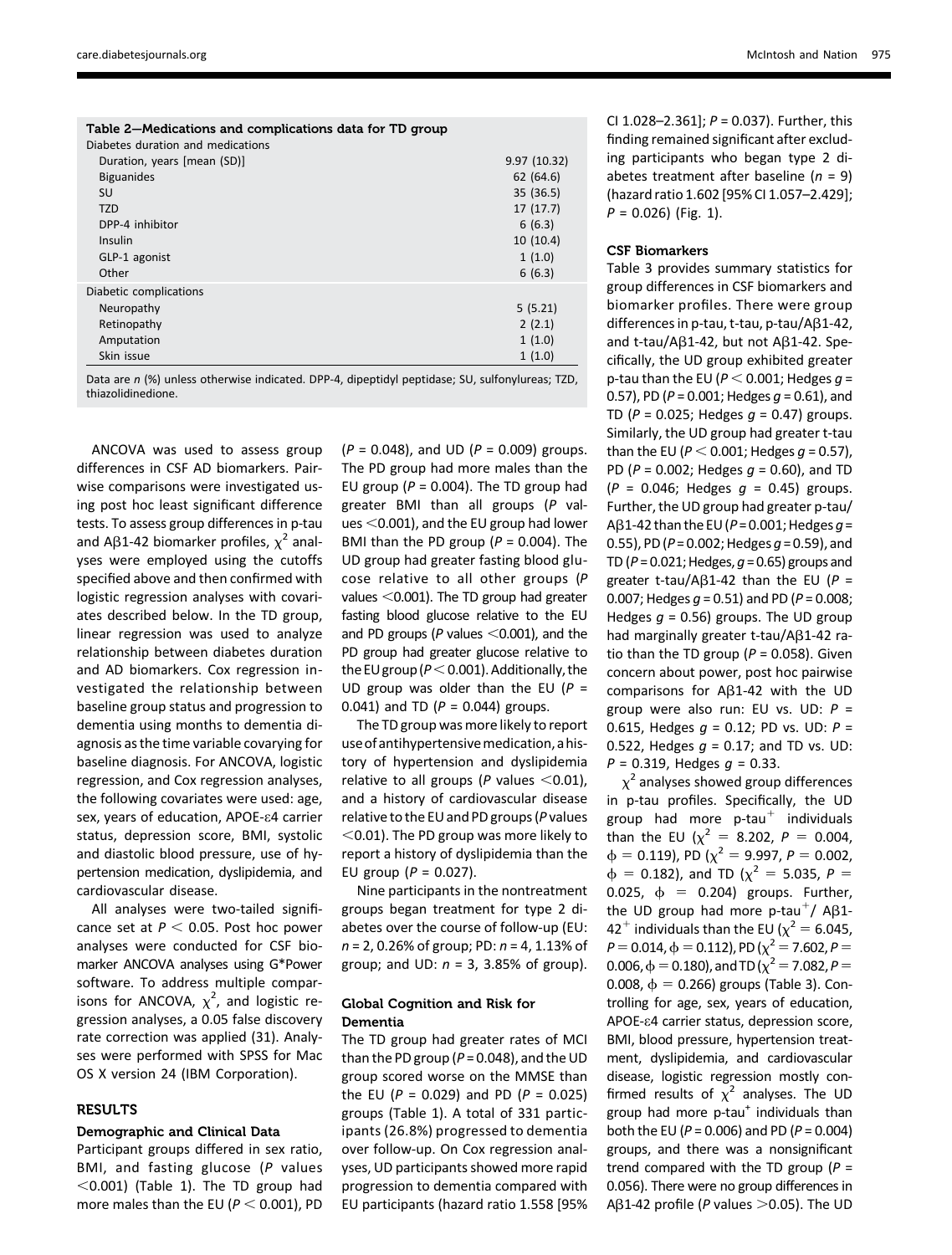**Table 2—Medications and complications data for TD group**

| Diabetes duration and medications | |
|---|---|
| Duration, years [mean (SD)] | 9.97 (10.32) |
| Biguanides | 62 (64.6) |
| SU | 35 (36.5) |
| TZD | 17 (17.7) |
| DPP-4 inhibitor | 6 (6.3) |
| Insulin | 10 (10.4) |
| GLP-1 agonist | 1 (1.0) |
| Other | 6 (6.3) |
| Diabetic complications | |
| Neuropathy | 5 (5.21) |
| Retinopathy | 2 (2.1) |
| Amputation | 1 (1.0) |
| Skin issue | 1 (1.0) |

Data are *n* (%) unless otherwise indicated. DPP-4, dipeptidyl peptidase; SU, sulfonylureas; TZD, thiazolidinedione.

ANCOVA was used to assess group differences in CSF AD biomarkers. Pairwise comparisons were investigated using post hoc least significant difference tests. To assess group differences in p-tau and Aβ1-42 biomarker profiles, $\chi^2$ analyses were employed using the cutoffs specified above and then confirmed with logistic regression analyses with covariates described below. In the TD group, linear regression was used to analyze relationship between diabetes duration and AD biomarkers. Cox regression investigated the relationship between baseline group status and progression to dementia using months to dementia diagnosis as the time variable covarying for baseline diagnosis. For ANCOVA, logistic regression, and Cox regression analyses, the following covariates were used: age, sex, years of education, APOE-ε4 carrier status, depression score, BMI, systolic and diastolic blood pressure, use of hypertension medication, dyslipidemia, and cardiovascular disease.

All analyses were two-tailed significance set at $P < 0.05$. Post hoc power analyses were conducted for CSF biomarker ANCOVA analyses using G*Power software. To address multiple comparisons for ANCOVA, $\chi^2$, and logistic regression analyses, a 0.05 false discovery rate correction was applied (31). Analyses were performed with SPSS for Mac OS X version 24 (IBM Corporation).

## RESULTS

### Demographic and Clinical Data

Participant groups differed in sex ratio, BMI, and fasting glucose ($P$ values $<0.001$) (Table 1). The TD group had more males than the EU ($P < 0.001$), PD ($P = 0.048$), and UD ($P = 0.009$) groups. The PD group had more males than the EU group ($P = 0.004$). The TD group had greater BMI than all groups ($P$ values $<0.001$), and the EU group had lower BMI than the PD group ($P = 0.004$). The UD group had greater fasting blood glucose relative to all other groups ($P$ values $<0.001$). The TD group had greater fasting blood glucose relative to the EU and PD groups ($P$ values $<0.001$), and the PD group had greater glucose relative to the EU group ($P < 0.001$). Additionally, the UD group was older than the EU ($P = 0.041$) and TD ($P = 0.044$) groups.

The TD group was more likely to report use of antihypertensive medication, a history of hypertension and dyslipidemia relative to all groups ($P$ values $<0.01$), and a history of cardiovascular disease relative to the EU and PD groups ($P$ values $<0.01$). The PD group was more likely to report a history of dyslipidemia than the EU group ($P = 0.027$).

Nine participants in the nontreatment groups began treatment for type 2 diabetes over the course of follow-up (EU: $n = 2$, 0.26% of group; PD: $n = 4$, 1.13% of group; and UD: $n = 3$, 3.85% of group).

### Global Cognition and Risk for Dementia

The TD group had greater rates of MCI than the PD group ($P = 0.048$), and the UD group scored worse on the MMSE than the EU ($P = 0.029$) and PD ($P = 0.025$) groups (Table 1). A total of 331 participants (26.8%) progressed to dementia over follow-up. On Cox regression analyses, UD participants showed more rapid progression to dementia compared with EU participants (hazard ratio 1.558 [95% CI 1.028–2.361]; $P = 0.037$). Further, this finding remained significant after excluding participants who began type 2 diabetes treatment after baseline ($n = 9$) (hazard ratio 1.602 [95% CI 1.057–2.429]; $P = 0.026$) (Fig. 1).

### CSF Biomarkers

Table 3 provides summary statistics for group differences in CSF biomarkers and biomarker profiles. There were group differences in p-tau, t-tau, p-tau/Aβ1-42, and t-tau/Aβ1-42, but not Aβ1-42. Specifically, the UD group exhibited greater p-tau than the EU ($P < 0.001$; Hedges $g = 0.57$), PD ($P = 0.001$; Hedges $g = 0.61$), and TD ($P = 0.025$; Hedges $g = 0.47$) groups. Similarly, the UD group had greater t-tau than the EU ($P < 0.001$; Hedges $g = 0.57$), PD ($P = 0.002$; Hedges $g = 0.60$), and TD ($P = 0.046$; Hedges $g = 0.45$) groups. Further, the UD group had greater p-tau/Aβ1-42 than the EU ($P = 0.001$; Hedges $g = 0.55$), PD ($P = 0.002$; Hedges $g = 0.59$), and TD ($P = 0.021$; Hedges, $g = 0.65$) groups and greater t-tau/Aβ1-42 than the EU ($P = 0.007$; Hedges $g = 0.51$) and PD ($P = 0.008$; Hedges $g = 0.56$) groups. The UD group had marginally greater t-tau/Aβ1-42 ratio than the TD group ($P = 0.058$). Given concern about power, post hoc pairwise comparisons for Aβ1-42 with the UD group were also run: EU vs. UD: $P = 0.615$, Hedges $g = 0.12$; PD vs. UD: $P = 0.522$, Hedges $g = 0.17$; and TD vs. UD: $P = 0.319$, Hedges $g = 0.33$.

$\chi^2$ analyses showed group differences in p-tau profiles. Specifically, the UD group had more p-tau$^+$ individuals than the EU ($\chi^2 = 8.202$, $P = 0.004$, $\phi = 0.119$), PD ($\chi^2 = 9.997$, $P = 0.002$, $\phi = 0.182$), and TD ($\chi^2 = 5.035$, $P = 0.025$, $\phi = 0.204$) groups. Further, the UD group had more p-tau$^+$/ Aβ1-42$^+$ individuals than the EU ($\chi^2 = 6.045$, $P = 0.014$, $\phi = 0.112$), PD ($\chi^2 = 7.602$, $P = 0.006$, $\phi = 0.180$), and TD ($\chi^2 = 7.082$, $P = 0.008$, $\phi = 0.266$) groups (Table 3). Controlling for age, sex, years of education, APOE-ε4 carrier status, depression score, BMI, blood pressure, hypertension treatment, dyslipidemia, and cardiovascular disease, logistic regression mostly confirmed results of $\chi^2$ analyses. The UD group had more p-tau$^+$ individuals than both the EU ($P = 0.006$) and PD ($P = 0.004$) groups, and there was a nonsignificant trend compared with the TD group ($P = 0.056$). There were no group differences in Aβ1-42 profile ($P$ values $>0.05$). The UD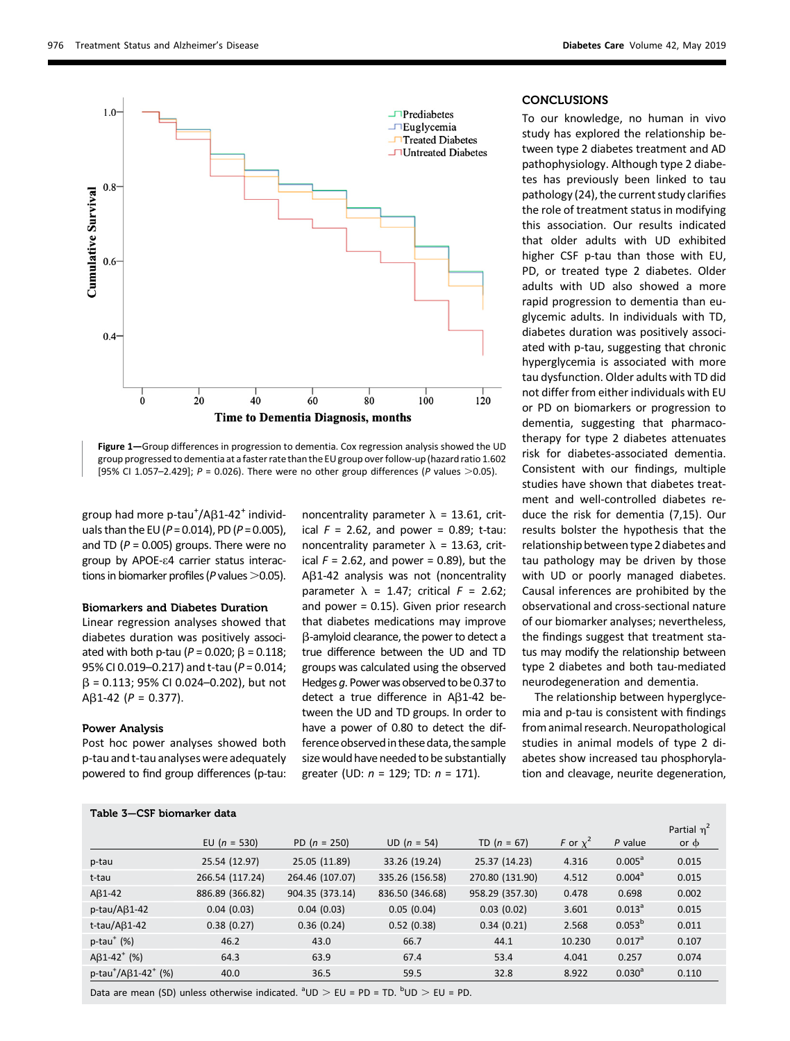Figure 1—Group differences in progression to dementia. Cox regression analysis showed the UD group progressed to dementia at a faster rate than the EU group over follow-up (hazard ratio 1.602 [95% CI 1.057–2.429]; $P = 0.026$). There were no other group differences ($P$ values $>0.05$).

group had more p-tau$^+$/Aβ1-42$^+$ individuals than the EU ($P = 0.014$), PD ($P = 0.005$), and TD ($P = 0.005$) groups. There were no group by APOE-ε4 carrier status interactions in biomarker profiles ($P$ values $>0.05$).

### Biomarkers and Diabetes Duration

Linear regression analyses showed that diabetes duration was positively associated with both p-tau ($P = 0.020$; $\beta = 0.118$; 95% CI 0.019–0.217) and t-tau ($P = 0.014$; $\beta = 0.113$; 95% CI 0.024–0.202), but not Aβ1-42 ($P = 0.377$).

### Power Analysis

Post hoc power analyses showed both p-tau and t-tau analyses were adequately powered to find group differences (p-tau: noncentrality parameter $\lambda = 13.61$, critical $F = 2.62$, and power = 0.89; t-tau: noncentrality parameter $\lambda = 13.63$, critical $F = 2.62$, and power = 0.89), but the Aβ1-42 analysis was not (noncentrality parameter $\lambda = 1.47$; critical $F = 2.62$; and power = 0.15). Given prior research that diabetes medications may improve β-amyloid clearance, the power to detect a true difference between the UD and TD groups was calculated using the observed Hedges *g*. Power was observed to be 0.37 to detect a true difference in Aβ1-42 between the UD and TD groups. In order to have a power of 0.80 to detect the difference observed in these data, the sample size would have needed to be substantially greater (UD: $n = 129$; TD: $n = 171$).

## CONCLUSIONS

To our knowledge, no human in vivo study has explored the relationship between type 2 diabetes treatment and AD pathophysiology. Although type 2 diabetes has previously been linked to tau pathology (24), the current study clarifies the role of treatment status in modifying this association. Our results indicated that older adults with UD exhibited higher CSF p-tau than those with EU, PD, or treated type 2 diabetes. Older adults with UD also showed a more rapid progression to dementia than euglycemic adults. In individuals with TD, diabetes duration was positively associated with p-tau, suggesting that chronic hyperglycemia is associated with more tau dysfunction. Older adults with TD did not differ from either individuals with EU or PD on biomarkers or progression to dementia, suggesting that pharmacotherapy for type 2 diabetes attenuates risk for diabetes-associated dementia. Consistent with our findings, multiple studies have shown that diabetes treatment and well-controlled diabetes reduce the risk for dementia (7,15). Our results bolster the hypothesis that the relationship between type 2 diabetes and tau pathology may be driven by those with UD or poorly managed diabetes. Causal inferences are prohibited by the observational and cross-sectional nature of our biomarker analyses; nevertheless, the findings suggest that treatment status may modify the relationship between type 2 diabetes and both tau-mediated neurodegeneration and dementia.

The relationship between hyperglycemia and p-tau is consistent with findings from animal research. Neuropathological studies in animal models of type 2 diabetes show increased tau phosphorylation and cleavage, neurite degeneration,

Table 3—CSF biomarker data

| | EU ($n = 530$) | PD ($n = 250$) | UD ($n = 54$) | TD ($n = 67$) | $F$ or $\chi^2$ | $P$ value | Partial $\eta^2$ or $\phi$ |
|---|---|---|---|---|---|---|---|
| p-tau | 25.54 (12.97) | 25.05 (11.89) | 33.26 (19.24) | 25.37 (14.23) | 4.316 | 0.005[a] | 0.015 |
| t-tau | 266.54 (117.24) | 264.46 (107.07) | 335.26 (156.58) | 270.80 (131.90) | 4.512 | 0.004[a] | 0.015 |
| Aβ1-42 | 886.89 (366.82) | 904.35 (373.14) | 836.50 (346.68) | 958.29 (357.30) | 0.478 | 0.698 | 0.002 |
| p-tau/Aβ1-42 | 0.04 (0.03) | 0.04 (0.03) | 0.05 (0.04) | 0.03 (0.02) | 3.601 | 0.013[a] | 0.015 |
| t-tau/Aβ1-42 | 0.38 (0.27) | 0.36 (0.24) | 0.52 (0.38) | 0.34 (0.21) | 2.568 | 0.053[b] | 0.011 |
| p-tau$^+$ (%) | 46.2 | 43.0 | 66.7 | 44.1 | 10.230 | 0.017[a] | 0.107 |
| Aβ1-42$^+$ (%) | 64.3 | 63.9 | 67.4 | 53.4 | 4.041 | 0.257 | 0.074 |
| p-tau$^+$/Aβ1-42$^+$ (%) | 40.0 | 36.5 | 59.5 | 32.8 | 8.922 | 0.030[a] | 0.110 |

Data are mean (SD) unless otherwise indicated. [a]UD > EU = PD = TD. [b]UD > EU = PD.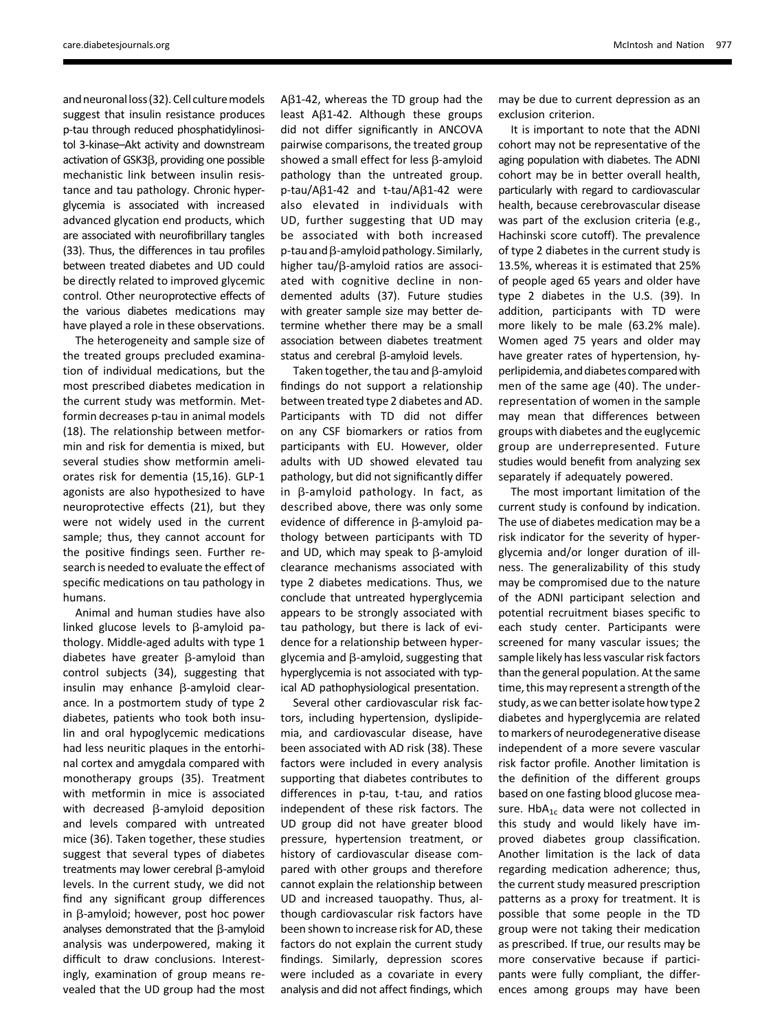and neuronal loss (32). Cell culture models suggest that insulin resistance produces p-tau through reduced phosphatidylinositol 3-kinase–Akt activity and downstream activation of GSK3β, providing one possible mechanistic link between insulin resistance and tau pathology. Chronic hyperglycemia is associated with increased advanced glycation end products, which are associated with neurofibrillary tangles (33). Thus, the differences in tau profiles between treated diabetes and UD could be directly related to improved glycemic control. Other neuroprotective effects of the various diabetes medications may have played a role in these observations.

The heterogeneity and sample size of the treated groups precluded examination of individual medications, but the most prescribed diabetes medication in the current study was metformin. Metformin decreases p-tau in animal models (18). The relationship between metformin and risk for dementia is mixed, but several studies show metformin ameliorates risk for dementia (15,16). GLP-1 agonists are also hypothesized to have neuroprotective effects (21), but they were not widely used in the current sample; thus, they cannot account for the positive findings seen. Further research is needed to evaluate the effect of specific medications on tau pathology in humans.

Animal and human studies have also linked glucose levels to β-amyloid pathology. Middle-aged adults with type 1 diabetes have greater β-amyloid than control subjects (34), suggesting that insulin may enhance β-amyloid clearance. In a postmortem study of type 2 diabetes, patients who took both insulin and oral hypoglycemic medications had less neuritic plaques in the entorhinal cortex and amygdala compared with monotherapy groups (35). Treatment with metformin in mice is associated with decreased β-amyloid deposition and levels compared with untreated mice (36). Taken together, these studies suggest that several types of diabetes treatments may lower cerebral β-amyloid levels. In the current study, we did not find any significant group differences in β-amyloid; however, post hoc power analyses demonstrated that the β-amyloid analysis was underpowered, making it difficult to draw conclusions. Interestingly, examination of group means revealed that the UD group had the most Aβ1-42, whereas the TD group had the least Aβ1-42. Although these groups did not differ significantly in ANCOVA pairwise comparisons, the treated group showed a small effect for less β-amyloid pathology than the untreated group. p-tau/Aβ1-42 and t-tau/Aβ1-42 were also elevated in individuals with UD, further suggesting that UD may be associated with both increased p-tau and β-amyloid pathology. Similarly, higher tau/β-amyloid ratios are associated with cognitive decline in nondemented adults (37). Future studies with greater sample size may better determine whether there may be a small association between diabetes treatment status and cerebral β-amyloid levels.

Taken together, the tau and β-amyloid findings do not support a relationship between treated type 2 diabetes and AD. Participants with TD did not differ on any CSF biomarkers or ratios from participants with EU. However, older adults with UD showed elevated tau pathology, but did not significantly differ in β-amyloid pathology. In fact, as described above, there was only some evidence of difference in β-amyloid pathology between participants with TD and UD, which may speak to β-amyloid clearance mechanisms associated with type 2 diabetes medications. Thus, we conclude that untreated hyperglycemia appears to be strongly associated with tau pathology, but there is lack of evidence for a relationship between hyperglycemia and β-amyloid, suggesting that hyperglycemia is not associated with typical AD pathophysiological presentation.

Several other cardiovascular risk factors, including hypertension, dyslipidemia, and cardiovascular disease, have been associated with AD risk (38). These factors were included in every analysis supporting that diabetes contributes to differences in p-tau, t-tau, and ratios independent of these risk factors. The UD group did not have greater blood pressure, hypertension treatment, or history of cardiovascular disease compared with other groups and therefore cannot explain the relationship between UD and increased tauopathy. Thus, although cardiovascular risk factors have been shown to increase risk for AD, these factors do not explain the current study findings. Similarly, depression scores were included as a covariate in every analysis and did not affect findings, which may be due to current depression as an exclusion criterion.

It is important to note that the ADNI cohort may not be representative of the aging population with diabetes. The ADNI cohort may be in better overall health, particularly with regard to cardiovascular health, because cerebrovascular disease was part of the exclusion criteria (e.g., Hachinski score cutoff). The prevalence of type 2 diabetes in the current study is 13.5%, whereas it is estimated that 25% of people aged 65 years and older have type 2 diabetes in the U.S. (39). In addition, participants with TD were more likely to be male (63.2% male). Women aged 75 years and older may have greater rates of hypertension, hyperlipidemia, and diabetes compared with men of the same age (40). The underrepresentation of women in the sample may mean that differences between groups with diabetes and the euglycemic group are underrepresented. Future studies would benefit from analyzing sex separately if adequately powered.

The most important limitation of the current study is confound by indication. The use of diabetes medication may be a risk indicator for the severity of hyperglycemia and/or longer duration of illness. The generalizability of this study may be compromised due to the nature of the ADNI participant selection and potential recruitment biases specific to each study center. Participants were screened for many vascular issues; the sample likely has less vascular risk factors than the general population. At the same time, this may represent a strength of the study, as we can better isolate how type 2 diabetes and hyperglycemia are related to markers of neurodegenerative disease independent of a more severe vascular risk factor profile. Another limitation is the definition of the different groups based on one fasting blood glucose measure. $HbA_{1c}$ data were not collected in this study and would likely have improved diabetes group classification. Another limitation is the lack of data regarding medication adherence; thus, the current study measured prescription patterns as a proxy for treatment. It is possible that some people in the TD group were not taking their medication as prescribed. If true, our results may be more conservative because if participants were fully compliant, the differences among groups may have been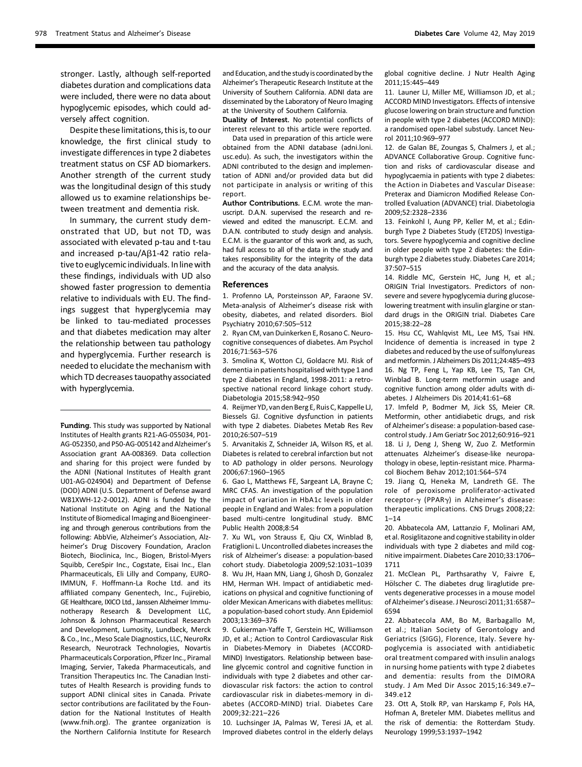stronger. Lastly, although self-reported diabetes duration and complications data were included, there were no data about hypoglycemic episodes, which could adversely affect cognition.

Despite these limitations, this is, to our knowledge, the first clinical study to investigate differences in type 2 diabetes treatment status on CSF AD biomarkers. Another strength of the current study was the longitudinal design of this study allowed us to examine relationships between treatment and dementia risk.

In summary, the current study demonstrated that UD, but not TD, was associated with elevated p-tau and t-tau and increased p-tau/Aβ1-42 ratio relative to euglycemic individuals. In line with these findings, individuals with UD also showed faster progression to dementia relative to individuals with EU. The findings suggest that hyperglycemia may be linked to tau-mediated processes and that diabetes medication may alter the relationship between tau pathology and hyperglycemia. Further research is needed to elucidate the mechanism with which TD decreases tauopathy associated with hyperglycemia.

---

**Funding.** This study was supported by National Institutes of Health grants R21-AG-055034, P01-AG-052350, and P50-AG-005142 and Alzheimer's Association grant AA-008369. Data collection and sharing for this project were funded by the ADNI (National Institutes of Health grant U01-AG-024904) and Department of Defense (DOD) ADNI (U.S. Department of Defense award W81XWH-12-2-0012). ADNI is funded by the National Institute on Aging and the National Institute of Biomedical Imaging and Bioengineering and through generous contributions from the following: AbbVie, Alzheimer's Association, Alzheimer's Drug Discovery Foundation, Araclon Biotech, Bioclinica, Inc., Biogen, Bristol-Myers Squibb, CereSpir Inc., Cogstate, Eisai Inc., Elan Pharmaceuticals, Eli Lilly and Company, EUROIMMUN, F. Hoffmann-La Roche Ltd. and its affiliated company Genentech, Inc., Fujirebio, GE Healthcare, IXICO Ltd., Janssen Alzheimer Immunotherapy Research & Development LLC, Johnson & Johnson Pharmaceutical Research and Development, Lumosity, Lundbeck, Merck & Co., Inc., Meso Scale Diagnostics, LLC, NeuroRx Research, Neurotrack Technologies, Novartis Pharmaceuticals Corporation, Pfizer Inc., Piramal Imaging, Servier, Takeda Pharmaceuticals, and Transition Therapeutics Inc. The Canadian Institutes of Health Research is providing funds to support ADNI clinical sites in Canada. Private sector contributions are facilitated by the Foundation for the National Institutes of Health (www.fnih.org). The grantee organization is the Northern California Institute for Research and Education, and the study is coordinated by the Alzheimer's Therapeutic Research Institute at the University of Southern California. ADNI data are disseminated by the Laboratory of Neuro Imaging at the University of Southern California.

**Duality of Interest.** No potential conflicts of interest relevant to this article were reported.

Data used in preparation of this article were obtained from the ADNI database (adni.loni.usc.edu). As such, the investigators within the ADNI contributed to the design and implementation of ADNI and/or provided data but did not participate in analysis or writing of this report.

**Author Contributions.** E.C.M. wrote the manuscript. D.A.N. supervised the research and reviewed and edited the manuscript. E.C.M. and D.A.N. contributed to study design and analysis. E.C.M. is the guarantor of this work and, as such, had full access to all of the data in the study and takes responsibility for the integrity of the data and the accuracy of the data analysis.

## References

1. Profenno LA, Porsteinsson AP, Faraone SV. Meta-analysis of Alzheimer's disease risk with obesity, diabetes, and related disorders. Biol Psychiatry 2010;67:505–512
2. Ryan CM, van Duinkerken E, Rosano C. Neurocognitive consequences of diabetes. Am Psychol 2016;71:563–576
3. Smolina K, Wotton CJ, Goldacre MJ. Risk of dementia in patients hospitalised with type 1 and type 2 diabetes in England, 1998-2011: a retrospective national record linkage cohort study. Diabetologia 2015;58:942–950
4. Reijmer YD, van den Berg E, Ruis C, Kappelle LJ, Biessels GJ. Cognitive dysfunction in patients with type 2 diabetes. Diabetes Metab Res Rev 2010;26:507–519
5. Arvanitakis Z, Schneider JA, Wilson RS, et al. Diabetes is related to cerebral infarction but not to AD pathology in older persons. Neurology 2006;67:1960–1965
6. Gao L, Matthews FE, Sargeant LA, Brayne C; MRC CFAS. An investigation of the population impact of variation in HbA1c levels in older people in England and Wales: from a population based multi-centre longitudinal study. BMC Public Health 2008;8:54
7. Xu WL, von Strauss E, Qiu CX, Winblad B, Fratiglioni L. Uncontrolled diabetes increases the risk of Alzheimer's disease: a population-based cohort study. Diabetologia 2009;52:1031–1039
8. Wu JH, Haan MN, Liang J, Ghosh D, Gonzalez HM, Herman WH. Impact of antidiabetic medications on physical and cognitive functioning of older Mexican Americans with diabetes mellitus: a population-based cohort study. Ann Epidemiol 2003;13:369–376
9. Cukierman-Yaffe T, Gerstein HC, Williamson JD, et al.; Action to Control Cardiovascular Risk in Diabetes-Memory in Diabetes (ACCORD-MIND) Investigators. Relationship between baseline glycemic control and cognitive function in individuals with type 2 diabetes and other cardiovascular risk factors: the action to control cardiovascular risk in diabetes-memory in diabetes (ACCORD-MIND) trial. Diabetes Care 2009;32:221–226
10. Luchsinger JA, Palmas W, Teresi JA, et al. Improved diabetes control in the elderly delays global cognitive decline. J Nutr Health Aging 2011;15:445–449
11. Launer LJ, Miller ME, Williamson JD, et al.; ACCORD MIND Investigators. Effects of intensive glucose lowering on brain structure and function in people with type 2 diabetes (ACCORD MIND): a randomised open-label substudy. Lancet Neurol 2011;10:969–977
12. de Galan BE, Zoungas S, Chalmers J, et al.; ADVANCE Collaborative Group. Cognitive function and risks of cardiovascular disease and hypoglycaemia in patients with type 2 diabetes: the Action in Diabetes and Vascular Disease: Preterax and Diamicron Modified Release Controlled Evaluation (ADVANCE) trial. Diabetologia 2009;52:2328–2336
13. Feinkohl I, Aung PP, Keller M, et al.; Edinburgh Type 2 Diabetes Study (ET2DS) Investigators. Severe hypoglycemia and cognitive decline in older people with type 2 diabetes: the Edinburgh type 2 diabetes study. Diabetes Care 2014;37:507–515
14. Riddle MC, Gerstein HC, Jung H, et al.; ORIGIN Trial Investigators. Predictors of nonsevere and severe hypoglycemia during glucose-lowering treatment with insulin glargine or standard drugs in the ORIGIN trial. Diabetes Care 2015;38:22–28
15. Hsu CC, Wahlqvist ML, Lee MS, Tsai HN. Incidence of dementia is increased in type 2 diabetes and reduced by the use of sulfonylureas and metformin. J Alzheimers Dis 2011;24:485–493
16. Ng TP, Feng L, Yap KB, Lee TS, Tan CH, Winblad B. Long-term metformin usage and cognitive function among older adults with diabetes. J Alzheimers Dis 2014;41:61–68
17. Imfeld P, Bodmer M, Jick SS, Meier CR. Metformin, other antidiabetic drugs, and risk of Alzheimer's disease: a population-based case-control study. J Am Geriatr Soc 2012;60:916–921
18. Li J, Deng J, Sheng W, Zuo Z. Metformin attenuates Alzheimer's disease-like neuropathology in obese, leptin-resistant mice. Pharmacol Biochem Behav 2012;101:564–574
19. Jiang Q, Heneka M, Landreth GE. The role of peroxisome proliferator-activated receptor-γ (PPARγ) in Alzheimer's disease: therapeutic implications. CNS Drugs 2008;22:1–14
20. Abbatecola AM, Lattanzio F, Molinari AM, et al. Rosiglitazone and cognitive stability in older individuals with type 2 diabetes and mild cognitive impairment. Diabetes Care 2010;33:1706–1711
21. McClean PL, Parthsarathy V, Faivre E, Hölscher C. The diabetes drug liraglutide prevents degenerative processes in a mouse model of Alzheimer's disease. J Neurosci 2011;31:6587–6594
22. Abbatecola AM, Bo M, Barbagallo M, et al.; Italian Society of Gerontology and Geriatrics (SIGG), Florence, Italy. Severe hypoglycemia is associated with antidiabetic oral treatment compared with insulin analogs in nursing home patients with type 2 diabetes and dementia: results from the DIMORA study. J Am Med Dir Assoc 2015;16:349.e7–349.e12
23. Ott A, Stolk RP, van Harskamp F, Pols HA, Hofman A, Breteler MM. Diabetes mellitus and the risk of dementia: the Rotterdam Study. Neurology 1999;53:1937–1942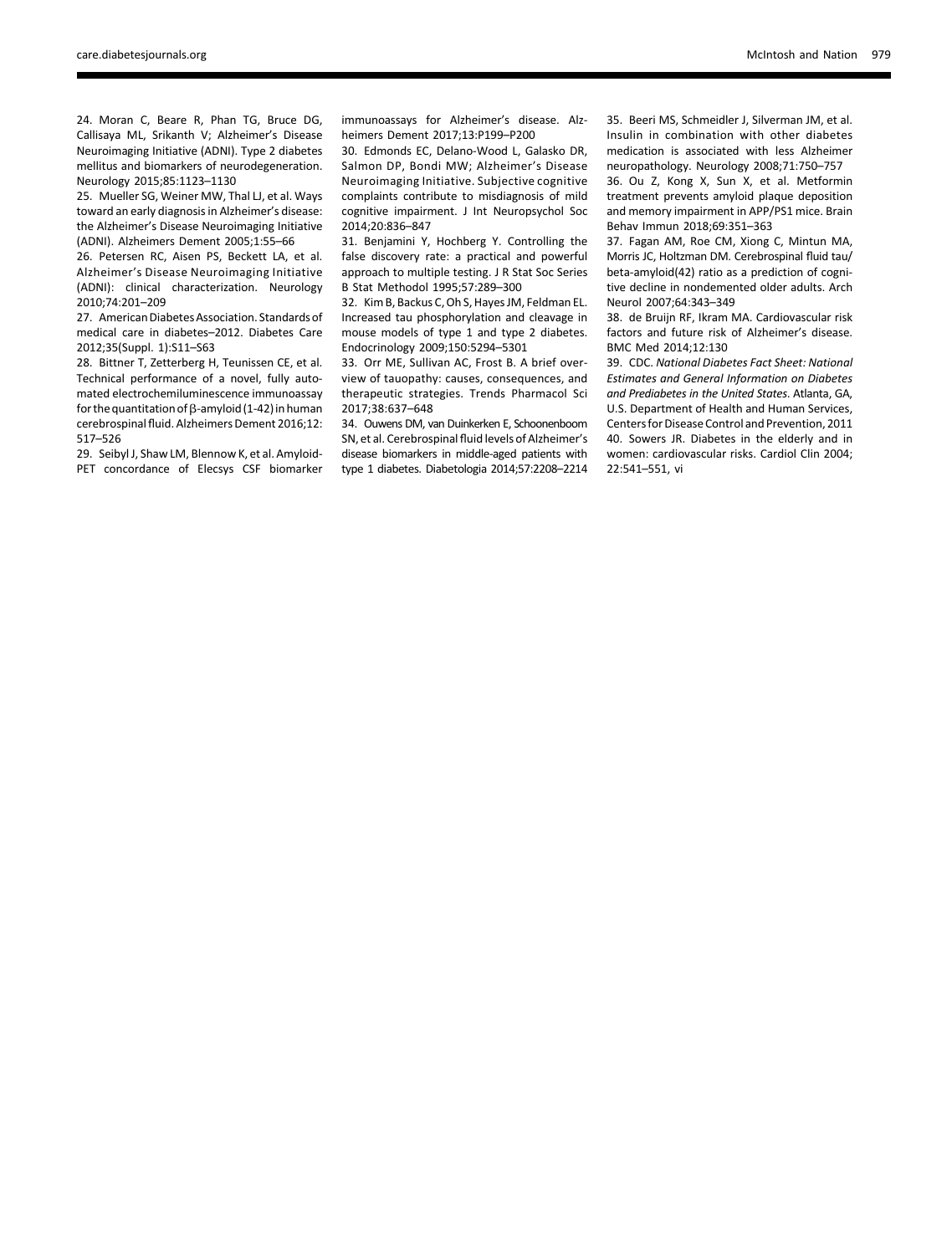24. Moran C, Beare R, Phan TG, Bruce DG, Callisaya ML, Srikanth V; Alzheimer's Disease Neuroimaging Initiative (ADNI). Type 2 diabetes mellitus and biomarkers of neurodegeneration. Neurology 2015;85:1123–1130

25. Mueller SG, Weiner MW, Thal LJ, et al. Ways toward an early diagnosis in Alzheimer's disease: the Alzheimer's Disease Neuroimaging Initiative (ADNI). Alzheimers Dement 2005;1:55–66

26. Petersen RC, Aisen PS, Beckett LA, et al. Alzheimer's Disease Neuroimaging Initiative (ADNI): clinical characterization. Neurology 2010;74:201–209

27. American Diabetes Association. Standards of medical care in diabetes–2012. Diabetes Care 2012;35(Suppl. 1):S11–S63

28. Bittner T, Zetterberg H, Teunissen CE, et al. Technical performance of a novel, fully automated electrochemiluminescence immunoassay for the quantitation of β-amyloid (1-42) in human cerebrospinal fluid. Alzheimers Dement 2016;12:517–526

29. Seibyl J, Shaw LM, Blennow K, et al. Amyloid-PET concordance of Elecsys CSF biomarker immunoassays for Alzheimer's disease. Alzheimers Dement 2017;13:P199–P200

30. Edmonds EC, Delano-Wood L, Galasko DR, Salmon DP, Bondi MW; Alzheimer's Disease Neuroimaging Initiative. Subjective cognitive complaints contribute to misdiagnosis of mild cognitive impairment. J Int Neuropsychol Soc 2014;20:836–847

31. Benjamini Y, Hochberg Y. Controlling the false discovery rate: a practical and powerful approach to multiple testing. J R Stat Soc Series B Stat Methodol 1995;57:289–300

32. Kim B, Backus C, Oh S, Hayes JM, Feldman EL. Increased tau phosphorylation and cleavage in mouse models of type 1 and type 2 diabetes. Endocrinology 2009;150:5294–5301

33. Orr ME, Sullivan AC, Frost B. A brief overview of tauopathy: causes, consequences, and therapeutic strategies. Trends Pharmacol Sci 2017;38:637–648

34. Ouwens DM, van Duinkerken E, Schoonenboom SN, et al. Cerebrospinal fluid levels of Alzheimer's disease biomarkers in middle-aged patients with type 1 diabetes. Diabetologia 2014;57:2208–2214

35. Beeri MS, Schmeidler J, Silverman JM, et al. Insulin in combination with other diabetes medication is associated with less Alzheimer neuropathology. Neurology 2008;71:750–757

36. Ou Z, Kong X, Sun X, et al. Metformin treatment prevents amyloid plaque deposition and memory impairment in APP/PS1 mice. Brain Behav Immun 2018;69:351–363

37. Fagan AM, Roe CM, Xiong C, Mintun MA, Morris JC, Holtzman DM. Cerebrospinal fluid tau/beta-amyloid(42) ratio as a prediction of cognitive decline in nondemented older adults. Arch Neurol 2007;64:343–349

38. de Bruijn RF, Ikram MA. Cardiovascular risk factors and future risk of Alzheimer's disease. BMC Med 2014;12:130

39. CDC. *National Diabetes Fact Sheet: National Estimates and General Information on Diabetes and Prediabetes in the United States*. Atlanta, GA, U.S. Department of Health and Human Services, Centers for Disease Control and Prevention, 2011

40. Sowers JR. Diabetes in the elderly and in women: cardiovascular risks. Cardiol Clin 2004;22:541–551, vi